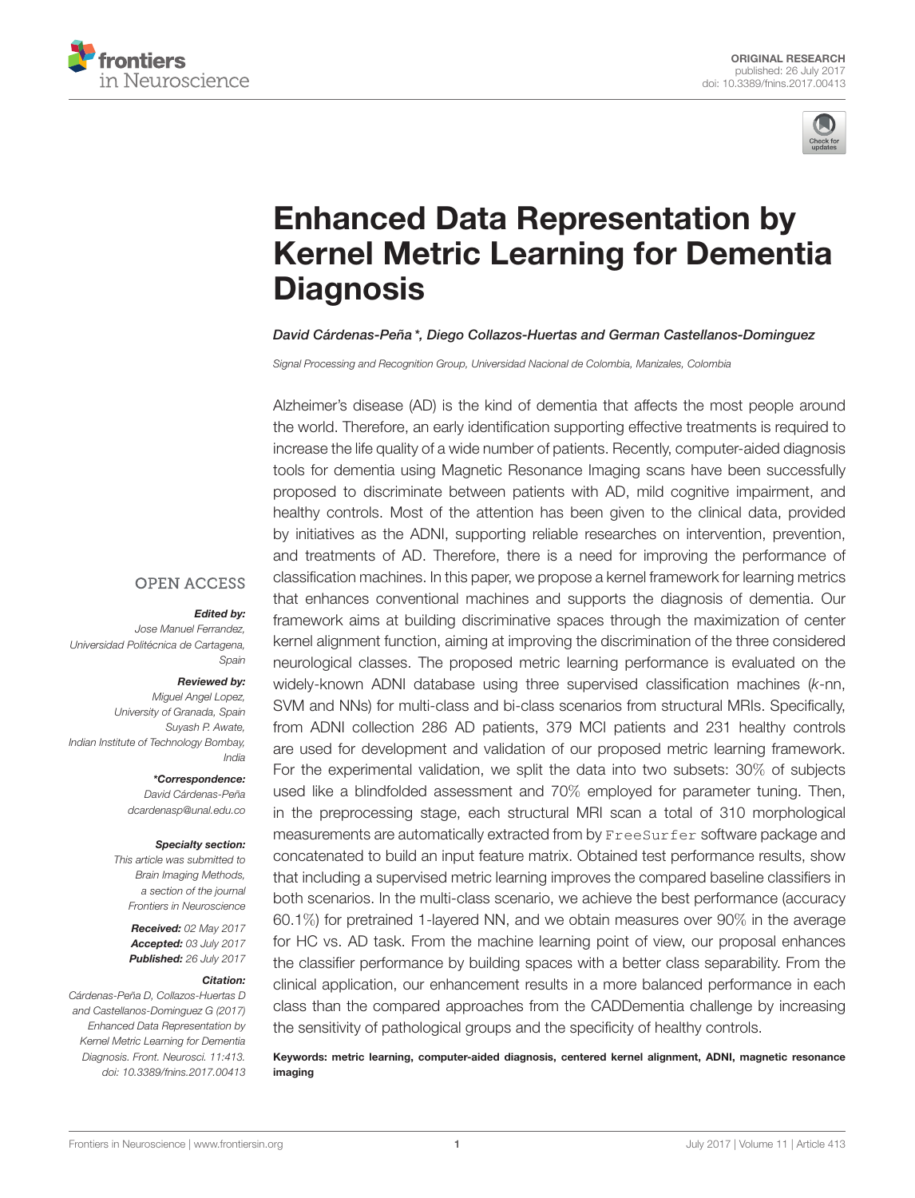ORIGINAL RESEARCH
published: 26 July 2017
doi: 10.3389/fnins.2017.00413

# Enhanced Data Representation by Kernel Metric Learning for Dementia Diagnosis

*David Cárdenas-Peña\*, Diego Collazos-Huertas and German Castellanos-Dominguez*

*Signal Processing and Recognition Group, Universidad Nacional de Colombia, Manizales, Colombia*

Alzheimer's disease (AD) is the kind of dementia that affects the most people around the world. Therefore, an early identification supporting effective treatments is required to increase the life quality of a wide number of patients. Recently, computer-aided diagnosis tools for dementia using Magnetic Resonance Imaging scans have been successfully proposed to discriminate between patients with AD, mild cognitive impairment, and healthy controls. Most of the attention has been given to the clinical data, provided by initiatives as the ADNI, supporting reliable researches on intervention, prevention, and treatments of AD. Therefore, there is a need for improving the performance of classification machines. In this paper, we propose a kernel framework for learning metrics that enhances conventional machines and supports the diagnosis of dementia. Our framework aims at building discriminative spaces through the maximization of center kernel alignment function, aiming at improving the discrimination of the three considered neurological classes. The proposed metric learning performance is evaluated on the widely-known ADNI database using three supervised classification machines ($k$-nn, SVM and NNs) for multi-class and bi-class scenarios from structural MRIs. Specifically, from ADNI collection 286 AD patients, 379 MCI patients and 231 healthy controls are used for development and validation of our proposed metric learning framework. For the experimental validation, we split the data into two subsets: 30% of subjects used like a blindfolded assessment and 70% employed for parameter tuning. Then, in the preprocessing stage, each structural MRI scan a total of 310 morphological measurements are automatically extracted from by `FreeSurfer` software package and concatenated to build an input feature matrix. Obtained test performance results, show that including a supervised metric learning improves the compared baseline classifiers in both scenarios. In the multi-class scenario, we achieve the best performance (accuracy 60.1%) for pretrained 1-layered NN, and we obtain measures over 90% in the average for HC vs. AD task. From the machine learning point of view, our proposal enhances the classifier performance by building spaces with a better class separability. From the clinical application, our enhancement results in a more balanced performance in each class than the compared approaches from the CADDementia challenge by increasing the sensitivity of pathological groups and the specificity of healthy controls.

**Keywords: metric learning, computer-aided diagnosis, centered kernel alignment, ADNI, magnetic resonance imaging**

OPEN ACCESS

***Edited by:***
Jose Manuel Ferrandez,
Universidad Politécnica de Cartagena, Spain

***Reviewed by:***
Miguel Angel Lopez,
University of Granada, Spain
Suyash P. Awate,
Indian Institute of Technology Bombay, India

***\*Correspondence:***
David Cárdenas-Peña
dcardenasp@unal.edu.co

***Specialty section:***
This article was submitted to Brain Imaging Methods, a section of the journal Frontiers in Neuroscience

***Received:*** 02 May 2017
***Accepted:*** 03 July 2017
***Published:*** 26 July 2017

***Citation:***
Cárdenas-Peña D, Collazos-Huertas D and Castellanos-Dominguez G (2017) Enhanced Data Representation by Kernel Metric Learning for Dementia Diagnosis. Front. Neurosci. 11:413. doi: 10.3389/fnins.2017.00413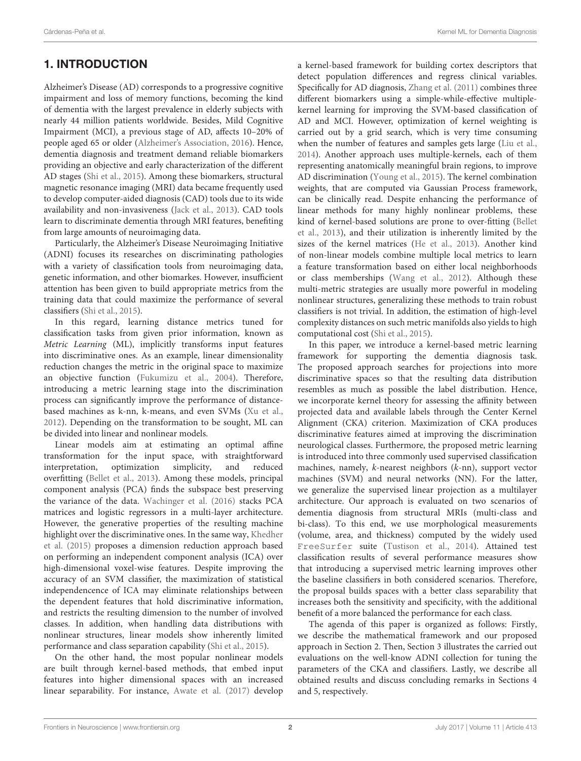## 1. INTRODUCTION

Alzheimer's Disease (AD) corresponds to a progressive cognitive impairment and loss of memory functions, becoming the kind of dementia with the largest prevalence in elderly subjects with nearly 44 million patients worldwide. Besides, Mild Cognitive Impairment (MCI), a previous stage of AD, affects 10–20% of people aged 65 or older (Alzheimer's Association, 2016). Hence, dementia diagnosis and treatment demand reliable biomarkers providing an objective and early characterization of the different AD stages (Shi et al., 2015). Among these biomarkers, structural magnetic resonance imaging (MRI) data became frequently used to develop computer-aided diagnosis (CAD) tools due to its wide availability and non-invasiveness (Jack et al., 2013). CAD tools learn to discriminate dementia through MRI features, benefiting from large amounts of neuroimaging data.

Particularly, the Alzheimer's Disease Neuroimaging Initiative (ADNI) focuses its researches on discriminating pathologies with a variety of classification tools from neuroimaging data, genetic information, and other biomarkes. However, insufficient attention has been given to build appropriate metrics from the training data that could maximize the performance of several classifiers (Shi et al., 2015).

In this regard, learning distance metrics tuned for classification tasks from given prior information, known as *Metric Learning* (ML), implicitly transforms input features into discriminative ones. As an example, linear dimensionality reduction changes the metric in the original space to maximize an objective function (Fukumizu et al., 2004). Therefore, introducing a metric learning stage into the discrimination process can significantly improve the performance of distance-based machines as k-nn, k-means, and even SVMs (Xu et al., 2012). Depending on the transformation to be sought, ML can be divided into linear and nonlinear models.

Linear models aim at estimating an optimal affine transformation for the input space, with straightforward interpretation, optimization simplicity, and reduced overfitting (Bellet et al., 2013). Among these models, principal component analysis (PCA) finds the subspace best preserving the variance of the data. Wachinger et al. (2016) stacks PCA matrices and logistic regressors in a multi-layer architecture. However, the generative properties of the resulting machine highlight over the discriminative ones. In the same way, Khedher et al. (2015) proposes a dimension reduction approach based on performing an independent component analysis (ICA) over high-dimensional voxel-wise features. Despite improving the accuracy of an SVM classifier, the maximization of statistical independence of ICA may eliminate relationships between the dependent features that hold discriminative information, and restricts the resulting dimension to the number of involved classes. In addition, when handling data distributions with nonlinear structures, linear models show inherently limited performance and class separation capability (Shi et al., 2015).

On the other hand, the most popular nonlinear models are built through kernel-based methods, that embed input features into higher dimensional spaces with an increased linear separability. For instance, Awate et al. (2017) develop a kernel-based framework for building cortex descriptors that detect population differences and regress clinical variables. Specifically for AD diagnosis, Zhang et al. (2011) combines three different biomarkers using a simple-while-effective multiple-kernel learning for improving the SVM-based classification of AD and MCI. However, optimization of kernel weighting is carried out by a grid search, which is very time consuming when the number of features and samples gets large (Liu et al., 2014). Another approach uses multiple-kernels, each of them representing anatomically meaningful brain regions, to improve AD discrimination (Young et al., 2015). The kernel combination weights, that are computed via Gaussian Process framework, can be clinically read. Despite enhancing the performance of linear methods for many highly nonlinear problems, these kind of kernel-based solutions are prone to over-fitting (Bellet et al., 2013), and their utilization is inherently limited by the sizes of the kernel matrices (He et al., 2013). Another kind of non-linear models combine multiple local metrics to learn a feature transformation based on either local neighborhoods or class memberships (Wang et al., 2012). Although these multi-metric strategies are usually more powerful in modeling nonlinear structures, generalizing these methods to train robust classifiers is not trivial. In addition, the estimation of high-level complexity distances on such metric manifolds also yields to high computational cost (Shi et al., 2015).

In this paper, we introduce a kernel-based metric learning framework for supporting the dementia diagnosis task. The proposed approach searches for projections into more discriminative spaces so that the resulting data distribution resembles as much as possible the label distribution. Hence, we incorporate kernel theory for assessing the affinity between projected data and available labels through the Center Kernel Alignment (CKA) criterion. Maximization of CKA produces discriminative features aimed at improving the discrimination neurological classes. Furthermore, the proposed metric learning is introduced into three commonly used supervised classification machines, namely, *k*-nearest neighbors (*k*-nn), support vector machines (SVM) and neural networks (NN). For the latter, we generalize the supervised linear projection as a multilayer architecture. Our approach is evaluated on two scenarios of dementia diagnosis from structural MRIs (multi-class and bi-class). To this end, we use morphological measurements (volume, area, and thickness) computed by the widely used `FreeSurfer` suite (Tustison et al., 2014). Attained test classification results of several performance measures show that introducing a supervised metric learning improves other the baseline classifiers in both considered scenarios. Therefore, the proposal builds spaces with a better class separability that increases both the sensitivity and specificity, with the additional benefit of a more balanced the performance for each class.

The agenda of this paper is organized as follows: Firstly, we describe the mathematical framework and our proposed approach in Section 2. Then, Section 3 illustrates the carried out evaluations on the well-know ADNI collection for tuning the parameters of the CKA and classifiers. Lastly, we describe all obtained results and discuss concluding remarks in Sections 4 and 5, respectively.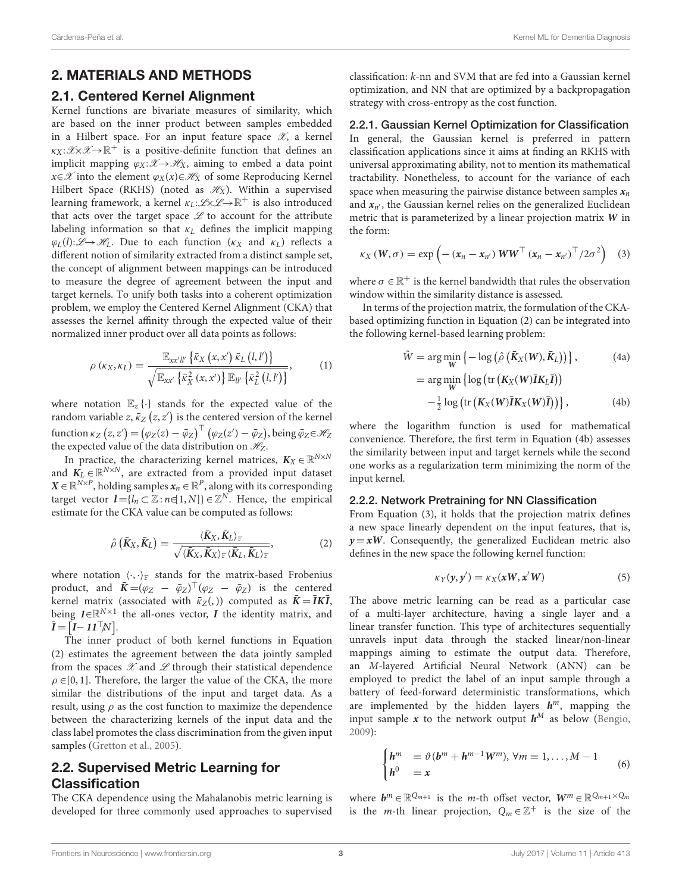## 2. MATERIALS AND METHODS

### 2.1. Centered Kernel Alignment

Kernel functions are bivariate measures of similarity, which are based on the inner product between samples embedded in a Hilbert space. For an input feature space $\mathscr{X}$, a kernel $\kappa_X: \mathscr{X} \times \mathscr{X} \to \mathbb{R}^+$ is a positive-definite function that defines an implicit mapping $\varphi_X: \mathscr{X} \to \mathscr{H}_X$, aiming to embed a data point $x \in \mathscr{X}$ into the element $\varphi_X(x) \in \mathscr{H}_X$ of some Reproducing Kernel Hilbert Space (RKHS) (noted as $\mathscr{H}_X$). Within a supervised learning framework, a kernel $\kappa_L: \mathscr{L} \times \mathscr{L} \to \mathbb{R}^+$ is also introduced that acts over the target space $\mathscr{L}$ to account for the attribute labeling information so that $\kappa_L$ defines the implicit mapping $\varphi_L(l): \mathscr{L} \to \mathscr{H}_L$. Due to each function ($\kappa_X$ and $\kappa_L$) reflects a different notion of similarity extracted from a distinct sample set, the concept of alignment between mappings can be introduced to measure the degree of agreement between the input and target kernels. To unify both tasks into a coherent optimization problem, we employ the Centered Kernel Alignment (CKA) that assesses the kernel affinity through the expected value of their normalized inner product over all data points as follows:

$$
\rho(\kappa_X, \kappa_L) = \frac{\mathbb{E}_{xx'll'}\left\{\bar{\kappa}_X(x, x')\,\bar{\kappa}_L(l, l')\right\}}{\sqrt{\mathbb{E}_{xx'}\left\{\bar{\kappa}_X^2(x, x')\right\}\mathbb{E}_{ll'}\left\{\bar{\kappa}_L^2(l, l')\right\}}}, \quad (1)
$$

where notation $\mathbb{E}_z\{\cdot\}$ stands for the expected value of the random variable $z$, $\bar{\kappa}_Z(z, z')$ is the centered version of the kernel function $\kappa_Z(z, z') = (\varphi_Z(z) - \bar{\varphi}_Z)^\top (\varphi_Z(z') - \bar{\varphi}_Z)$, being $\bar{\varphi}_Z \in \mathscr{H}_Z$ the expected value of the data distribution on $\mathscr{H}_Z$.

In practice, the characterizing kernel matrices, $\boldsymbol{K}_X \in \mathbb{R}^{N \times N}$ and $\boldsymbol{K}_L \in \mathbb{R}^{N \times N}$, are extracted from a provided input dataset $\boldsymbol{X} \in \mathbb{R}^{N \times P}$, holding samples $\boldsymbol{x}_n \in \mathbb{R}^P$, along with its corresponding target vector $\boldsymbol{l} = \{l_n \subset \mathbb{Z} : n \in [1, N]\} \in \mathbb{Z}^N$. Hence, the empirical estimate for the CKA value can be computed as follows:

$$
\hat{\rho}\left(\bar{\boldsymbol{K}}_X, \bar{\boldsymbol{K}}_L\right) = \frac{\langle \bar{\boldsymbol{K}}_X, \bar{\boldsymbol{K}}_L \rangle_{\mathrm{F}}}{\sqrt{\langle \bar{\boldsymbol{K}}_X, \bar{\boldsymbol{K}}_X \rangle_{\mathrm{F}} \langle \bar{\boldsymbol{K}}_L, \bar{\boldsymbol{K}}_L \rangle_{\mathrm{F}}}}, \quad (2)
$$

where notation $\langle \cdot, \cdot \rangle_{\mathrm{F}}$ stands for the matrix-based Frobenius product, and $\bar{\boldsymbol{K}} = (\varphi_Z - \bar{\varphi}_Z)^\top (\varphi_Z - \bar{\varphi}_Z)$ is the centered kernel matrix (associated with $\bar{\kappa}_Z(,)$) computed as $\bar{\boldsymbol{K}} = \bar{\boldsymbol{I}}\boldsymbol{K}\bar{\boldsymbol{I}}$, being $\boldsymbol{1} \in \mathbb{R}^{N \times 1}$ the all-ones vector, $\boldsymbol{I}$ the identity matrix, and $\bar{\boldsymbol{I}} = \left[\boldsymbol{I} - \boldsymbol{1}\boldsymbol{1}^\top / N\right]$.

The inner product of both kernel functions in Equation (2) estimates the agreement between the data jointly sampled from the spaces $\mathscr{X}$ and $\mathscr{L}$ through their statistical dependence $\rho \in [0, 1]$. Therefore, the larger the value of the CKA, the more similar the distributions of the input and target data. As a result, using $\rho$ as the cost function to maximize the dependence between the characterizing kernels of the input data and the class label promotes the class discrimination from the given input samples (Gretton et al., 2005).

### 2.2. Supervised Metric Learning for Classification

The CKA dependence using the Mahalanobis metric learning is developed for three commonly used approaches to supervised classification: $k$-nn and SVM that are fed into a Gaussian kernel optimization, and NN that are optimized by a backpropagation strategy with cross-entropy as the cost function.

#### 2.2.1. Gaussian Kernel Optimization for Classification

In general, the Gaussian kernel is preferred in pattern classification applications since it aims at finding an RKHS with universal approximating ability, not to mention its mathematical tractability. Nonetheless, to account for the variance of each space when measuring the pairwise distance between samples $\boldsymbol{x}_n$ and $\boldsymbol{x}_{n'}$, the Gaussian kernel relies on the generalized Euclidean metric that is parameterized by a linear projection matrix $\boldsymbol{W}$ in the form:

$$
\kappa_X(\boldsymbol{W}, \sigma) = \exp\left(-\left(\boldsymbol{x}_n - \boldsymbol{x}_{n'}\right)\boldsymbol{W}\boldsymbol{W}^\top \left(\boldsymbol{x}_n - \boldsymbol{x}_{n'}\right)^\top / 2\sigma^2\right) \quad (3)
$$

where $\sigma \in \mathbb{R}^+$ is the kernel bandwidth that rules the observation window within the similarity distance is assessed.

In terms of the projection matrix, the formulation of the CKA-based optimizing function in Equation (2) can be integrated into the following kernel-based learning problem:

$$
\begin{aligned}
\hat{W} &= \arg\min_{\boldsymbol{W}} \left\{-\log\left(\hat{\rho}\left(\bar{\boldsymbol{K}}_X(\boldsymbol{W}), \bar{\boldsymbol{K}}_L\right)\right)\right\}, \quad &(4a)\\
&= \arg\min_{\boldsymbol{W}} \left\{\log\left(\mathrm{tr}\left(\boldsymbol{K}_X(\boldsymbol{W})\bar{\boldsymbol{I}}\boldsymbol{K}_L\bar{\boldsymbol{I}}\right)\right)\right.\\
&\quad \left. -\tfrac{1}{2}\log\left(\mathrm{tr}\left(\boldsymbol{K}_X(\boldsymbol{W})\bar{\boldsymbol{I}}\boldsymbol{K}_X(\boldsymbol{W})\bar{\boldsymbol{I}}\right)\right)\right\}, \quad &(4b)
\end{aligned}
$$

where the logarithm function is used for mathematical convenience. Therefore, the first term in Equation (4b) assesses the similarity between input and target kernels while the second one works as a regularization term minimizing the norm of the input kernel.

#### 2.2.2. Network Pretraining for NN Classification

From Equation (3), it holds that the projection matrix defines a new space linearly dependent on the input features, that is, $\boldsymbol{y} = \boldsymbol{x}\boldsymbol{W}$. Consequently, the generalized Euclidean metric also defines in the new space the following kernel function:

$$
\kappa_Y(\boldsymbol{y}, \boldsymbol{y}') = \kappa_X(\boldsymbol{x}\boldsymbol{W}, \boldsymbol{x}'\boldsymbol{W}) \quad (5)
$$

The above metric learning can be read as a particular case of a multi-layer architecture, having a single layer and a linear transfer function. This type of architectures sequentially unravels input data through the stacked linear/non-linear mappings aiming to estimate the output data. Therefore, an $M$-layered Artificial Neural Network (ANN) can be employed to predict the label of an input sample through a battery of feed-forward deterministic transformations, which are implemented by the hidden layers $\boldsymbol{h}^m$, mapping the input sample $\boldsymbol{x}$ to the network output $\boldsymbol{h}^M$ as below (Bengio, 2009):

$$
\begin{cases}
\boldsymbol{h}^m &= \vartheta(\boldsymbol{b}^m + \boldsymbol{h}^{m-1}\boldsymbol{W}^m),\ \forall m = 1, \ldots, M-1\\
\boldsymbol{h}^0 &= \boldsymbol{x}
\end{cases} \quad (6)
$$

where $\boldsymbol{b}^m \in \mathbb{R}^{Q_{m+1}}$ is the $m$-th offset vector, $\boldsymbol{W}^m \in \mathbb{R}^{Q_{m+1} \times Q_m}$ is the $m$-th linear projection, $Q_m \in \mathbb{Z}^+$ is the size of the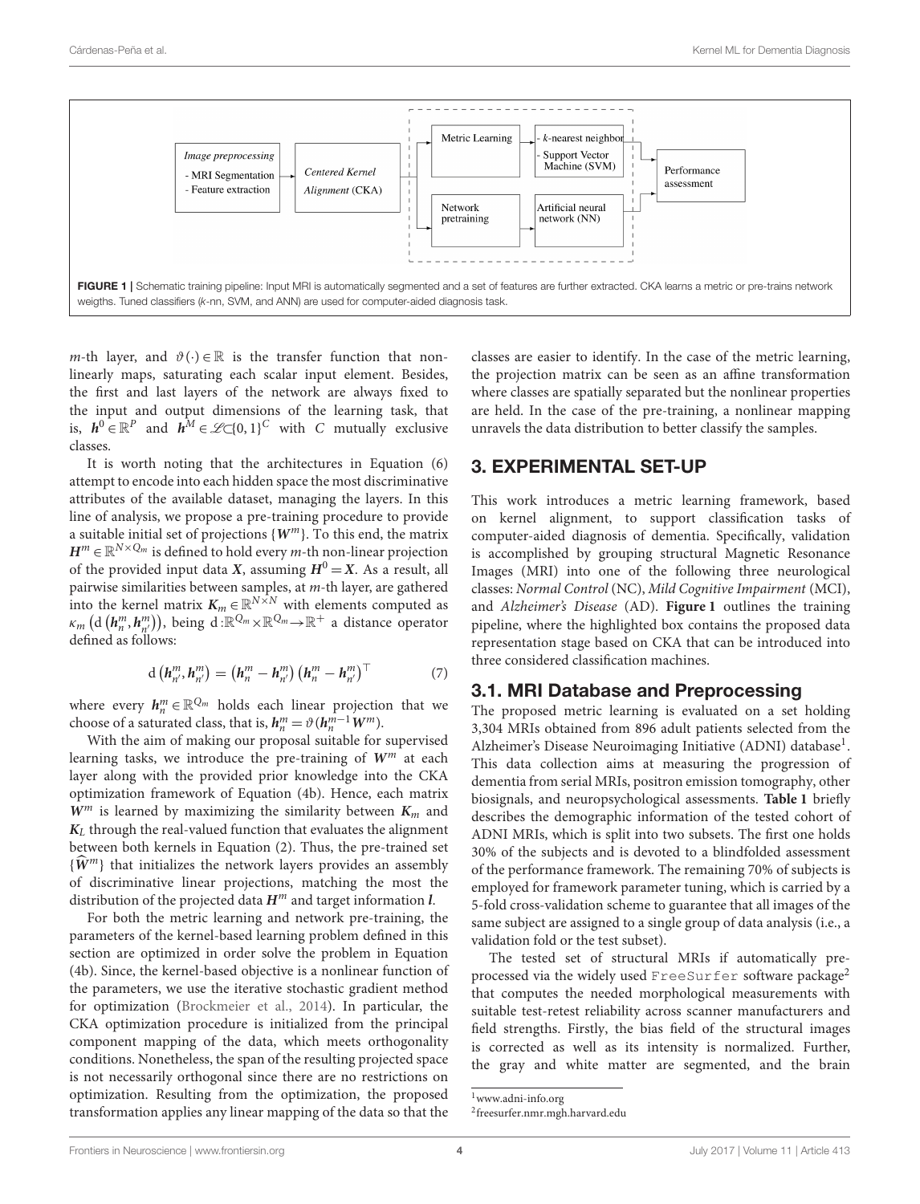FIGURE 1 | Schematic training pipeline: Input MRI is automatically segmented and a set of features are further extracted. CKA learns a metric or pre-trains network weigths. Tuned classifiers (k-nn, SVM, and ANN) are used for computer-aided diagnosis task.

$m$-th layer, and $\vartheta(\cdot) \in \mathbb{R}$ is the transfer function that nonlinearly maps, saturating each scalar input element. Besides, the first and last layers of the network are always fixed to the input and output dimensions of the learning task, that is, $\boldsymbol{h}^0 \in \mathbb{R}^P$ and $\boldsymbol{h}^M \in \mathscr{L} \subset \{0,1\}^C$ with $C$ mutually exclusive classes.

It is worth noting that the architectures in Equation (6) attempt to encode into each hidden space the most discriminative attributes of the available dataset, managing the layers. In this line of analysis, we propose a pre-training procedure to provide a suitable initial set of projections $\{\boldsymbol{W}^m\}$. To this end, the matrix $\boldsymbol{H}^m \in \mathbb{R}^{N \times Q_m}$ is defined to hold every $m$-th non-linear projection of the provided input data $\boldsymbol{X}$, assuming $\boldsymbol{H}^0 = \boldsymbol{X}$. As a result, all pairwise similarities between samples, at $m$-th layer, are gathered into the kernel matrix $\boldsymbol{K}_m \in \mathbb{R}^{N \times N}$ with elements computed as $\kappa_m\left(\mathrm{d}\left(\boldsymbol{h}_n^m, \boldsymbol{h}_{n'}^m\right)\right)$, being $\mathrm{d}: \mathbb{R}^{Q_m} \times \mathbb{R}^{Q_m} \rightarrow \mathbb{R}^+$ a distance operator defined as follows:

$$\mathrm{d}\left(\boldsymbol{h}_{n'}^m, \boldsymbol{h}_{n'}^m\right) = \left(\boldsymbol{h}_n^m - \boldsymbol{h}_{n'}^m\right)\left(\boldsymbol{h}_n^m - \boldsymbol{h}_{n'}^m\right)^\top \tag{7}$$

where every $\boldsymbol{h}_n^m \in \mathbb{R}^{Q_m}$ holds each linear projection that we choose of a saturated class, that is, $\boldsymbol{h}_n^m = \vartheta(\boldsymbol{h}_n^{m-1}\boldsymbol{W}^m)$.

With the aim of making our proposal suitable for supervised learning tasks, we introduce the pre-training of $\boldsymbol{W}^m$ at each layer along with the provided prior knowledge into the CKA optimization framework of Equation (4b). Hence, each matrix $\boldsymbol{W}^m$ is learned by maximizing the similarity between $\boldsymbol{K}_m$ and $\boldsymbol{K}_L$ through the real-valued function that evaluates the alignment between both kernels in Equation (2). Thus, the pre-trained set $\{\widehat{\boldsymbol{W}}^m\}$ that initializes the network layers provides an assembly of discriminative linear projections, matching the most the distribution of the projected data $\boldsymbol{H}^m$ and target information $\boldsymbol{l}$.

For both the metric learning and network pre-training, the parameters of the kernel-based learning problem defined in this section are optimized in order solve the problem in Equation (4b). Since, the kernel-based objective is a nonlinear function of the parameters, we use the iterative stochastic gradient method for optimization (Brockmeier et al., 2014). In particular, the CKA optimization procedure is initialized from the principal component mapping of the data, which meets orthogonality conditions. Nonetheless, the span of the resulting projected space is not necessarily orthogonal since there are no restrictions on optimization. Resulting from the optimization, the proposed transformation applies any linear mapping of the data so that the classes are easier to identify. In the case of the metric learning, the projection matrix can be seen as an affine transformation where classes are spatially separated but the nonlinear properties are held. In the case of the pre-training, a nonlinear mapping unravels the data distribution to better classify the samples.

## 3. EXPERIMENTAL SET-UP

This work introduces a metric learning framework, based on kernel alignment, to support classification tasks of computer-aided diagnosis of dementia. Specifically, validation is accomplished by grouping structural Magnetic Resonance Images (MRI) into one of the following three neurological classes: *Normal Control* (NC), *Mild Cognitive Impairment* (MCI), and *Alzheimer's Disease* (AD). **Figure 1** outlines the training pipeline, where the highlighted box contains the proposed data representation stage based on CKA that can be introduced into three considered classification machines.

### 3.1. MRI Database and Preprocessing

The proposed metric learning is evaluated on a set holding 3,304 MRIs obtained from 896 adult patients selected from the Alzheimer's Disease Neuroimaging Initiative (ADNI) database[1]. This data collection aims at measuring the progression of dementia from serial MRIs, positron emission tomography, other biosignals, and neuropsychological assessments. **Table 1** briefly describes the demographic information of the tested cohort of ADNI MRIs, which is split into two subsets. The first one holds 30% of the subjects and is devoted to a blindfolded assessment of the performance framework. The remaining 70% of subjects is employed for framework parameter tuning, which is carried by a 5-fold cross-validation scheme to guarantee that all images of the same subject are assigned to a single group of data analysis (i.e., a validation fold or the test subset).

The tested set of structural MRIs if automatically preprocessed via the widely used `FreeSurfer` software package[2] that computes the needed morphological measurements with suitable test-retest reliability across scanner manufacturers and field strengths. Firstly, the bias field of the structural images is corrected as well as its intensity is normalized. Further, the gray and white matter are segmented, and the brain

[1] www.adni-info.org

[2] freesurfer.nmr.mgh.harvard.edu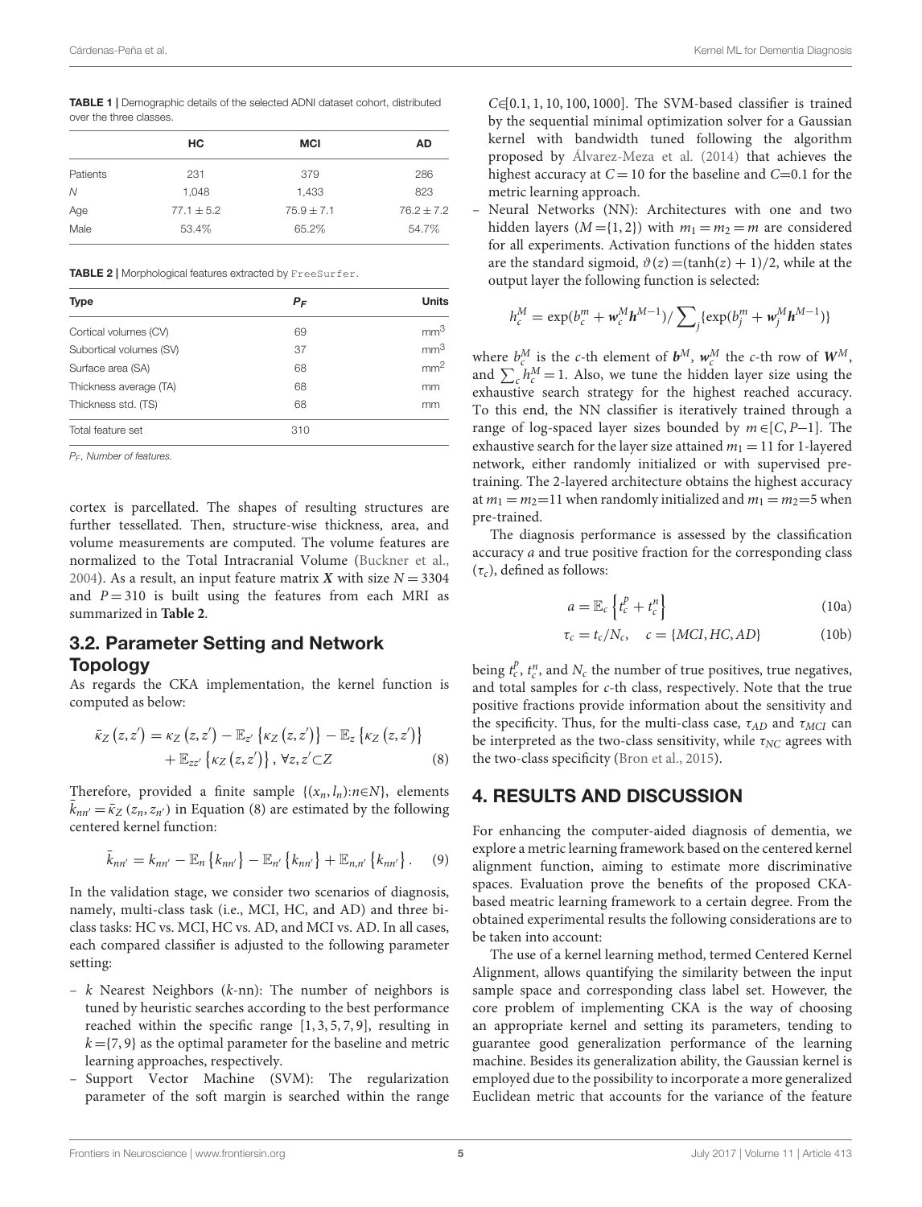**TABLE 1 |** Demographic details of the selected ADNI dataset cohort, distributed over the three classes.

| | HC | MCI | AD |
|---|---|---|---|
| Patients | 231 | 379 | 286 |
| $N$ | 1,048 | 1,433 | 823 |
| Age | $77.1 \pm 5.2$ | $75.9 \pm 7.1$ | $76.2 \pm 7.2$ |
| Male | 53.4% | 65.2% | 54.7% |

**TABLE 2 |** Morphological features extracted by `FreeSurfer`.

| Type | $P_F$ | Units |
|---|---|---|
| Cortical volumes (CV) | 69 | mm$^3$ |
| Suborticol volumes (SV) | 37 | mm$^3$ |
| Surface area (SA) | 68 | mm$^2$ |
| Thickness average (TA) | 68 | mm |
| Thickness std. (TS) | 68 | mm |
| Total feature set | 310 | |

$P_F$, Number of features.

cortex is parcellated. The shapes of resulting structures are further tessellated. Then, structure-wise thickness, area, and volume measurements are computed. The volume features are normalized to the Total Intracranial Volume (Buckner et al., 2004). As a result, an input feature matrix $\boldsymbol{X}$ with size $N = 3304$ and $P = 310$ is built using the features from each MRI as summarized in **Table 2**.

## 3.2. Parameter Setting and Network Topology

As regards the CKA implementation, the kernel function is computed as below:

$$\bar{\kappa}_Z\left(z, z'\right) = \kappa_Z\left(z, z'\right) - \mathbb{E}_{z'}\left\{\kappa_Z\left(z, z'\right)\right\} - \mathbb{E}_z\left\{\kappa_Z\left(z, z'\right)\right\} + \mathbb{E}_{zz'}\left\{\kappa_Z\left(z, z'\right)\right\}, \forall z, z' \subset Z \tag{8}$$

Therefore, provided a finite sample $\{(x_n, l_n){:}n{\in}N\}$, elements $\bar{k}_{nn'} = \bar{\kappa}_Z\left(z_n, z_{n'}\right)$ in Equation (8) are estimated by the following centered kernel function:

$$\bar{k}_{nn'} = k_{nn'} - \mathbb{E}_n\left\{k_{nn'}\right\} - \mathbb{E}_{n'}\left\{k_{nn'}\right\} + \mathbb{E}_{n,n'}\left\{k_{nn'}\right\}. \tag{9}$$

In the validation stage, we consider two scenarios of diagnosis, namely, multi-class task (i.e., MCI, HC, and AD) and three bi-class tasks: HC vs. MCI, HC vs. AD, and MCI vs. AD. In all cases, each compared classifier is adjusted to the following parameter setting:

- $k$ Nearest Neighbors ($k$-nn): The number of neighbors is tuned by heuristic searches according to the best performance reached within the specific range $[1, 3, 5, 7, 9]$, resulting in $k = \{7, 9\}$ as the optimal parameter for the baseline and metric learning approaches, respectively.
- Support Vector Machine (SVM): The regularization parameter of the soft margin is searched within the range $C{\in}[0.1, 1, 10, 100, 1000]$. The SVM-based classifier is trained by the sequential minimal optimization solver for a Gaussian kernel with bandwidth tuned following the algorithm proposed by Álvarez-Meza et al. (2014) that achieves the highest accuracy at $C = 10$ for the baseline and $C{=}0.1$ for the metric learning approach.
- Neural Networks (NN): Architectures with one and two hidden layers ($M = \{1, 2\}$) with $m_1 = m_2 = m$ are considered for all experiments. Activation functions of the hidden states are the standard sigmoid, $\vartheta(z) = (\tanh(z) + 1)/2$, while at the output layer the following function is selected:

$$h_c^M = \exp(b_c^m + \boldsymbol{w}_c^M \boldsymbol{h}^{M-1}) / \sum\nolimits_j \{\exp(b_j^m + \boldsymbol{w}_j^M \boldsymbol{h}^{M-1})\}$$

where $b_c^M$ is the $c$-th element of $\boldsymbol{b}^M$, $\boldsymbol{w}_c^M$ the $c$-th row of $\boldsymbol{W}^M$, and $\sum_c h_c^M = 1$. Also, we tune the hidden layer size using the exhaustive search strategy for the highest reached accuracy. To this end, the NN classifier is iteratively trained through a range of log-spaced layer sizes bounded by $m \in [C, P{-}1]$. The exhaustive search for the layer size attained $m_1 = 11$ for 1-layered network, either randomly initialized or with supervised pre-training. The 2-layered architecture obtains the highest accuracy at $m_1 = m_2{=}11$ when randomly initialized and $m_1 = m_2{=}5$ when pre-trained.

The diagnosis performance is assessed by the classification accuracy $a$ and true positive fraction for the corresponding class ($\tau_c$), defined as follows:

$$a = \mathbb{E}_c\left\{t_c^p + t_c^n\right\} \tag{10a}$$

$$\tau_c = t_c / N_c, \quad c = \{MCI, HC, AD\} \tag{10b}$$

being $t_c^p$, $t_c^n$, and $N_c$ the number of true positives, true negatives, and total samples for $c$-th class, respectively. Note that the true positive fractions provide information about the sensitivity and the specificity. Thus, for the multi-class case, $\tau_{AD}$ and $\tau_{MCI}$ can be interpreted as the two-class sensitivity, while $\tau_{NC}$ agrees with the two-class specificity (Bron et al., 2015).

# 4. RESULTS AND DISCUSSION

For enhancing the computer-aided diagnosis of dementia, we explore a metric learning framework based on the centered kernel alignment function, aiming to estimate more discriminative spaces. Evaluation prove the benefits of the proposed CKA-based meatric learning framework to a certain degree. From the obtained experimental results the following considerations are to be taken into account:

The use of a kernel learning method, termed Centered Kernel Alignment, allows quantifying the similarity between the input sample space and corresponding class label set. However, the core problem of implementing CKA is the way of choosing an appropriate kernel and setting its parameters, tending to guarantee good generalization performance of the learning machine. Besides its generalization ability, the Gaussian kernel is employed due to the possibility to incorporate a more generalized Euclidean metric that accounts for the variance of the feature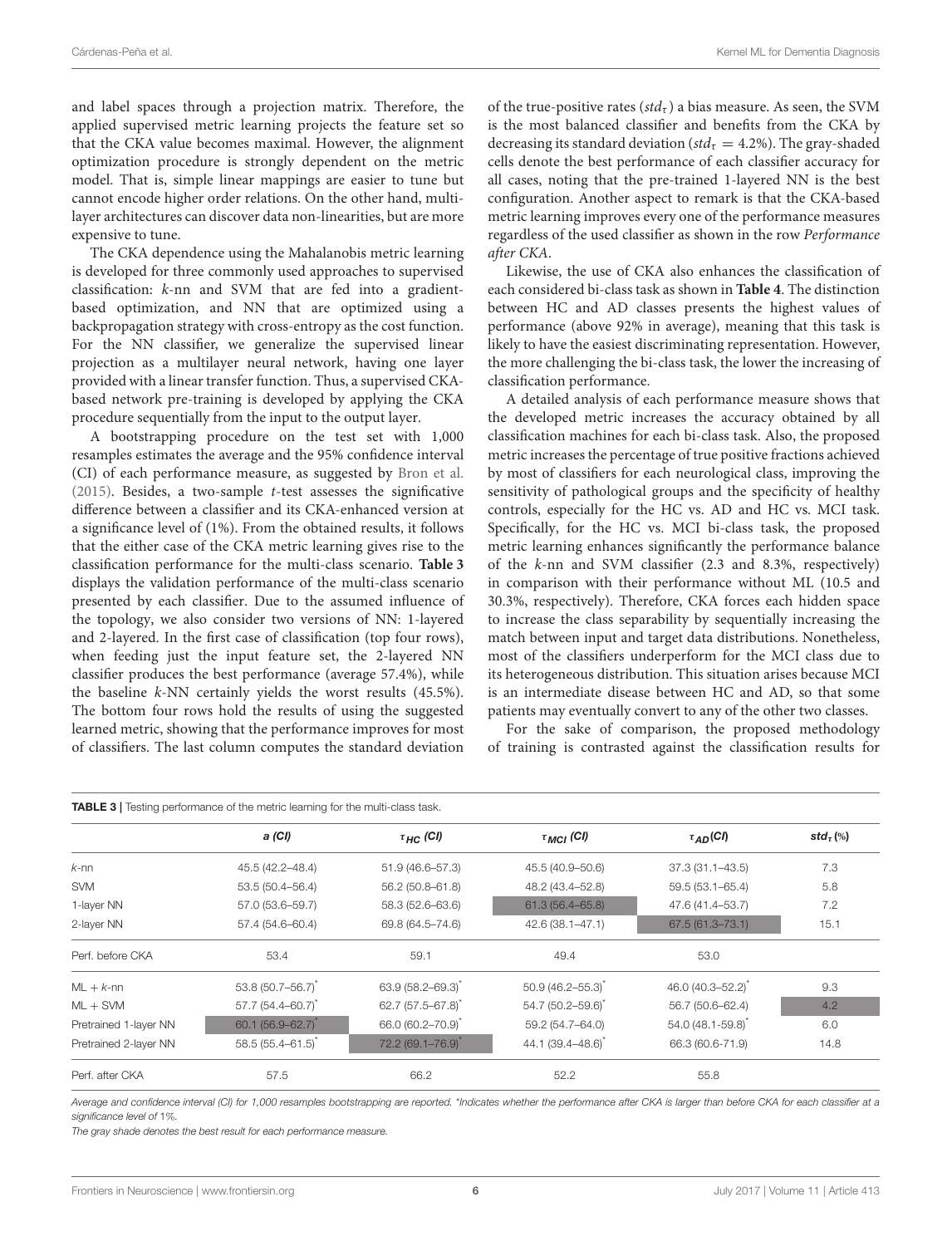and label spaces through a projection matrix. Therefore, the applied supervised metric learning projects the feature set so that the CKA value becomes maximal. However, the alignment optimization procedure is strongly dependent on the metric model. That is, simple linear mappings are easier to tune but cannot encode higher order relations. On the other hand, multilayer architectures can discover data non-linearities, but are more expensive to tune.

The CKA dependence using the Mahalanobis metric learning is developed for three commonly used approaches to supervised classification: *k*-nn and SVM that are fed into a gradient-based optimization, and NN that are optimized using a backpropagation strategy with cross-entropy as the cost function. For the NN classifier, we generalize the supervised linear projection as a multilayer neural network, having one layer provided with a linear transfer function. Thus, a supervised CKA-based network pre-training is developed by applying the CKA procedure sequentially from the input to the output layer.

A bootstrapping procedure on the test set with 1,000 resamples estimates the average and the 95% confidence interval (CI) of each performance measure, as suggested by Bron et al. (2015). Besides, a two-sample *t*-test assesses the significative difference between a classifier and its CKA-enhanced version at a significance level of (1%). From the obtained results, it follows that the either case of the CKA metric learning gives rise to the classification performance for the multi-class scenario. **Table 3** displays the validation performance of the multi-class scenario presented by each classifier. Due to the assumed influence of the topology, we also consider two versions of NN: 1-layered and 2-layered. In the first case of classification (top four rows), when feeding just the input feature set, the 2-layered NN classifier produces the best performance (average 57.4%), while the baseline *k*-NN certainly yields the worst results (45.5%). The bottom four rows hold the results of using the suggested learned metric, showing that the performance improves for most of classifiers. The last column computes the standard deviation of the true-positive rates ($std_\tau$) a bias measure. As seen, the SVM is the most balanced classifier and benefits from the CKA by decreasing its standard deviation ($std_\tau = 4.2\%$). The gray-shaded cells denote the best performance of each classifier accuracy for all cases, noting that the pre-trained 1-layered NN is the best configuration. Another aspect to remark is that the CKA-based metric learning improves every one of the performance measures regardless of the used classifier as shown in the row *Performance after CKA*.

Likewise, the use of CKA also enhances the classification of each considered bi-class task as shown in **Table 4**. The distinction between HC and AD classes presents the highest values of performance (above 92% in average), meaning that this task is likely to have the easiest discriminating representation. However, the more challenging the bi-class task, the lower the increasing of classification performance.

A detailed analysis of each performance measure shows that the developed metric increases the accuracy obtained by all classification machines for each bi-class task. Also, the proposed metric increases the percentage of true positive fractions achieved by most of classifiers for each neurological class, improving the sensitivity of pathological groups and the specificity of healthy controls, especially for the HC vs. AD and HC vs. MCI task. Specifically, for the HC vs. MCI bi-class task, the proposed metric learning enhances significantly the performance balance of the *k*-nn and SVM classifier (2.3 and 8.3%, respectively) in comparison with their performance without ML (10.5 and 30.3%, respectively). Therefore, CKA forces each hidden space to increase the class separability by sequentially increasing the match between input and target data distributions. Nonetheless, most of the classifiers underperform for the MCI class due to its heterogeneous distribution. This situation arises because MCI is an intermediate disease between HC and AD, so that some patients may eventually convert to any of the other two classes.

For the sake of comparison, the proposed methodology of training is contrasted against the classification results for

**TABLE 3** | Testing performance of the metric learning for the multi-class task.

| | *a (CI)* | $\tau_{HC}$ *(CI)* | $\tau_{MCI}$ *(CI)* | $\tau_{AD}$*(CI)* | $std_\tau$ (%) |
|---|---|---|---|---|---|
| *k*-nn | 45.5 (42.2–48.4) | 51.9 (46.6–57.3) | 45.5 (40.9–50.6) | 37.3 (31.1–43.5) | 7.3 |
| SVM | 53.5 (50.4–56.4) | 56.2 (50.8–61.8) | 48.2 (43.4–52.8) | 59.5 (53.1–65.4) | 5.8 |
| 1-layer NN | 57.0 (53.6–59.7) | 58.3 (52.6–63.6) | 61.3 (56.4–65.8) | 47.6 (41.4–53.7) | 7.2 |
| 2-layer NN | 57.4 (54.6–60.4) | 69.8 (64.5–74.6) | 42.6 (38.1–47.1) | 67.5 (61.3–73.1) | 15.1 |
| Perf. before CKA | 53.4 | 59.1 | 49.4 | 53.0 | |
| ML + *k*-nn | 53.8 (50.7–56.7)* | 63.9 (58.2–69.3)* | 50.9 (46.2–55.3)* | 46.0 (40.3–52.2)* | 9.3 |
| ML + SVM | 57.7 (54.4–60.7)* | 62.7 (57.5–67.8)* | 54.7 (50.2–59.6)* | 56.7 (50.6–62.4) | 4.2 |
| Pretrained 1-layer NN | 60.1 (56.9–62.7)* | 66.0 (60.2–70.9)* | 59.2 (54.7–64.0) | 54.0 (48.1-59.8)* | 6.0 |
| Pretrained 2-layer NN | 58.5 (55.4–61.5)* | 72.2 (69.1–76.9)* | 44.1 (39.4–48.6)* | 66.3 (60.6-71.9) | 14.8 |
| Perf. after CKA | 57.5 | 66.2 | 52.2 | 55.8 | |

*Average and confidence interval (CI) for 1,000 resamples bootstrapping are reported. \*Indicates whether the performance after CKA is larger than before CKA for each classifier at a significance level of 1%.*

*The gray shade denotes the best result for each performance measure.*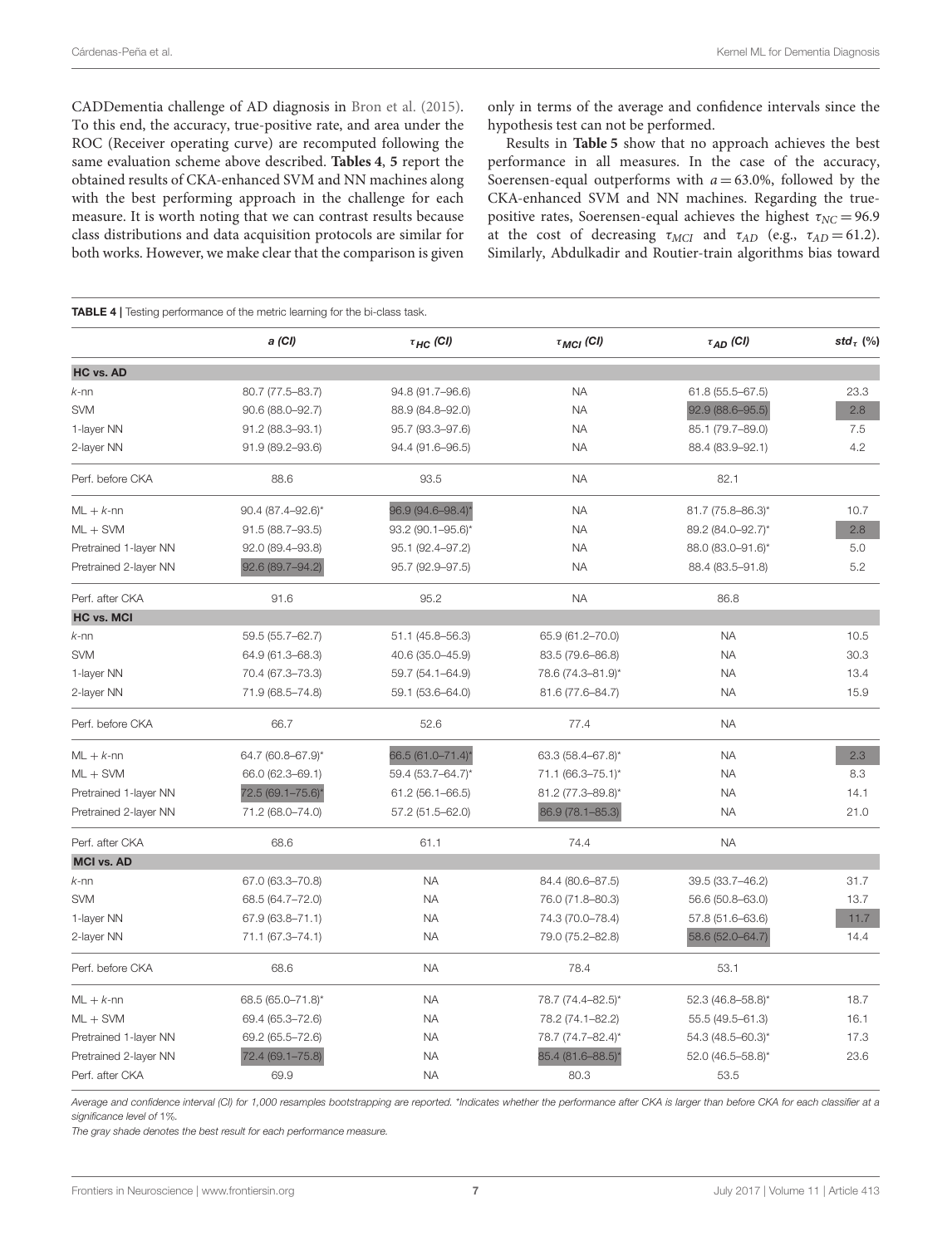CADDementia challenge of AD diagnosis in Bron et al. (2015). To this end, the accuracy, true-positive rate, and area under the ROC (Receiver operating curve) are recomputed following the same evaluation scheme above described. **Tables 4**, **5** report the obtained results of CKA-enhanced SVM and NN machines along with the best performing approach in the challenge for each measure. It is worth noting that we can contrast results because class distributions and data acquisition protocols are similar for both works. However, we make clear that the comparison is given only in terms of the average and confidence intervals since the hypothesis test can not be performed.

Results in **Table 5** show that no approach achieves the best performance in all measures. In the case of the accuracy, Soerensen-equal outperforms with $a = 63.0\%$, followed by the CKA-enhanced SVM and NN machines. Regarding the true-positive rates, Soerensen-equal achieves the highest $\tau_{NC} = 96.9$ at the cost of decreasing $\tau_{MCI}$ and $\tau_{AD}$ (e.g., $\tau_{AD} = 61.2$). Similarly, Abdulkadir and Routier-train algorithms bias toward

**TABLE 4 |** Testing performance of the metric learning for the bi-class task.

| | *a (CI)* | $\tau_{HC}$ *(CI)* | $\tau_{MCI}$ *(CI)* | $\tau_{AD}$ *(CI)* | $std_\tau$ (%) |
|---|---|---|---|---|---|
| **HC vs. AD** | | | | | |
| *k*-nn | 80.7 (77.5–83.7) | 94.8 (91.7–96.6) | NA | 61.8 (55.5–67.5) | 23.3 |
| SVM | 90.6 (88.0–92.7) | 88.9 (84.8–92.0) | NA | 92.9 (88.6–95.5) | 2.8 |
| 1-layer NN | 91.2 (88.3–93.1) | 95.7 (93.3–97.6) | NA | 85.1 (79.7–89.0) | 7.5 |
| 2-layer NN | 91.9 (89.2–93.6) | 94.4 (91.6–96.5) | NA | 88.4 (83.9–92.1) | 4.2 |
| Perf. before CKA | 88.6 | 93.5 | NA | 82.1 | |
| ML + *k*-nn | 90.4 (87.4–92.6)* | 96.9 (94.6–98.4)* | NA | 81.7 (75.8–86.3)* | 10.7 |
| ML + SVM | 91.5 (88.7–93.5) | 93.2 (90.1–95.6)* | NA | 89.2 (84.0–92.7)* | 2.8 |
| Pretrained 1-layer NN | 92.0 (89.4–93.8) | 95.1 (92.4–97.2) | NA | 88.0 (83.0–91.6)* | 5.0 |
| Pretrained 2-layer NN | 92.6 (89.7–94.2) | 95.7 (92.9–97.5) | NA | 88.4 (83.5–91.8) | 5.2 |
| Perf. after CKA | 91.6 | 95.2 | NA | 86.8 | |
| **HC vs. MCI** | | | | | |
| *k*-nn | 59.5 (55.7–62.7) | 51.1 (45.8–56.3) | 65.9 (61.2–70.0) | NA | 10.5 |
| SVM | 64.9 (61.3–68.3) | 40.6 (35.0–45.9) | 83.5 (79.6–86.8) | NA | 30.3 |
| 1-layer NN | 70.4 (67.3–73.3) | 59.7 (54.1–64.9) | 78.6 (74.3–81.9)* | NA | 13.4 |
| 2-layer NN | 71.9 (68.5–74.8) | 59.1 (53.6–64.0) | 81.6 (77.6–84.7) | NA | 15.9 |
| Perf. before CKA | 66.7 | 52.6 | 77.4 | NA | |
| ML + *k*-nn | 64.7 (60.8–67.9)* | 66.5 (61.0–71.4)* | 63.3 (58.4–67.8)* | NA | 2.3 |
| ML + SVM | 66.0 (62.3–69.1) | 59.4 (53.7–64.7)* | 71.1 (66.3–75.1)* | NA | 8.3 |
| Pretrained 1-layer NN | 72.5 (69.1–75.6)* | 61.2 (56.1–66.5) | 81.2 (77.3–89.8)* | NA | 14.1 |
| Pretrained 2-layer NN | 71.2 (68.0–74.0) | 57.2 (51.5–62.0) | 86.9 (78.1–85.3) | NA | 21.0 |
| Perf. after CKA | 68.6 | 61.1 | 74.4 | NA | |
| **MCI vs. AD** | | | | | |
| *k*-nn | 67.0 (63.3–70.8) | NA | 84.4 (80.6–87.5) | 39.5 (33.7–46.2) | 31.7 |
| SVM | 68.5 (64.7–72.0) | NA | 76.0 (71.8–80.3) | 56.6 (50.8–63.0) | 13.7 |
| 1-layer NN | 67.9 (63.8–71.1) | NA | 74.3 (70.0–78.4) | 57.8 (51.6–63.6) | 11.7 |
| 2-layer NN | 71.1 (67.3–74.1) | NA | 79.0 (75.2–82.8) | 58.6 (52.0–64.7) | 14.4 |
| Perf. before CKA | 68.6 | NA | 78.4 | 53.1 | |
| ML + *k*-nn | 68.5 (65.0–71.8)* | NA | 78.7 (74.4–82.5)* | 52.3 (46.8–58.8)* | 18.7 |
| ML + SVM | 69.4 (65.3–72.6) | NA | 78.2 (74.1–82.2) | 55.5 (49.5–61.3) | 16.1 |
| Pretrained 1-layer NN | 69.2 (65.5–72.6) | NA | 78.7 (74.7–82.4)* | 54.3 (48.5–60.3)* | 17.3 |
| Pretrained 2-layer NN | 72.4 (69.1–75.8) | NA | 85.4 (81.6–88.5)* | 52.0 (46.5–58.8)* | 23.6 |
| Perf. after CKA | 69.9 | NA | 80.3 | 53.5 | |

*Average and confidence interval (CI) for 1,000 resamples bootstrapping are reported. \*Indicates whether the performance after CKA is larger than before CKA for each classifier at a significance level of 1%.*

*The gray shade denotes the best result for each performance measure.*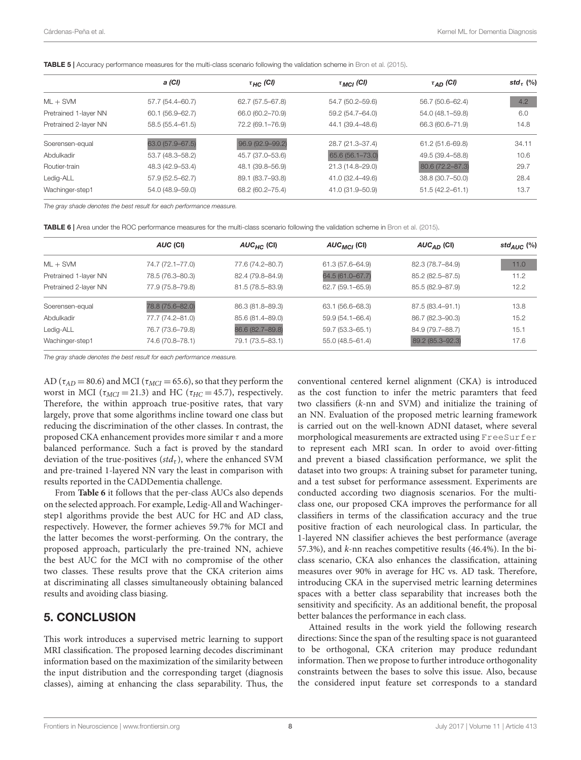**TABLE 5 |** Accuracy performance measures for the multi-class scenario following the validation scheme in Bron et al. (2015).

| | *a (CI)* | $\tau_{HC}$ *(CI)* | $\tau_{MCI}$ *(CI)* | $\tau_{AD}$ *(CI)* | $std_{\tau}$ (%) |
|---|---|---|---|---|---|
| ML + SVM | 57.7 (54.4–60.7) | 62.7 (57.5–67.8) | 54.7 (50.2–59.6) | 56.7 (50.6–62.4) | 4.2 |
| Pretrained 1-layer NN | 60.1 (56.9–62.7) | 66.0 (60.2–70.9) | 59.2 (54.7–64.0) | 54.0 (48.1–59.8) | 6.0 |
| Pretrained 2-layer NN | 58.5 (55.4–61.5) | 72.2 (69.1–76.9) | 44.1 (39.4–48.6) | 66.3 (60.6–71.9) | 14.8 |
| Soerensen-equal | 63.0 (57.9–67.5) | 96.9 (92.9–99.2) | 28.7 (21.3–37.4) | 61.2 (51.6-69.8) | 34.11 |
| Abdulkadir | 53.7 (48.3–58.2) | 45.7 (37.0–53.6) | 65.6 (56.1–73.0) | 49.5 (39.4–58.8) | 10.6 |
| Routier-train | 48.3 (42.9–53.4) | 48.1 (39.8–56.9) | 21.3 (14.8–29.0) | 80.6 (72.2–87.3) | 29.7 |
| Ledig-ALL | 57.9 (52.5–62.7) | 89.1 (83.7–93.8) | 41.0 (32.4–49.6) | 38.8 (30.7–50.0) | 28.4 |
| Wachinger-step1 | 54.0 (48.9–59.0) | 68.2 (60.2–75.4) | 41.0 (31.9–50.9) | 51.5 (42.2–61.1) | 13.7 |

*The gray shade denotes the best result for each performance measure.*

**TABLE 6 |** Area under the ROC performance measures for the multi-class scenario following the validation scheme in Bron et al. (2015).

| | *AUC* (CI) | $AUC_{HC}$ (CI) | $AUC_{MCI}$ (CI) | $AUC_{AD}$ (CI) | $std_{AUC}$ (%) |
|---|---|---|---|---|---|
| ML + SVM | 74.7 (72.1–77.0) | 77.6 (74.2–80.7) | 61.3 (57.6–64.9) | 82.3 (78.7–84.9) | 11.0 |
| Pretrained 1-layer NN | 78.5 (76.3–80.3) | 82.4 (79.8–84.9) | 64.5 (61.0–67.7) | 85.2 (82.5–87.5) | 11.2 |
| Pretrained 2-layer NN | 77.9 (75.8–79.8) | 81.5 (78.5–83.9) | 62.7 (59.1–65.9) | 85.5 (82.9–87.9) | 12.2 |
| Soerensen-equal | 78.8 (75.6–82.0) | 86.3 (81.8–89.3) | 63.1 (56.6–68.3) | 87.5 (83.4–91.1) | 13.8 |
| Abdulkadir | 77.7 (74.2–81.0) | 85.6 (81.4–89.0) | 59.9 (54.1–66.4) | 86.7 (82.3–90.3) | 15.2 |
| Ledig-ALL | 76.7 (73.6–79.8) | 86.6 (82.7–89.8) | 59.7 (53.3–65.1) | 84.9 (79.7–88.7) | 15.1 |
| Wachinger-step1 | 74.6 (70.8–78.1) | 79.1 (73.5–83.1) | 55.0 (48.5–61.4) | 89.2 (85.3–92.3) | 17.6 |

*The gray shade denotes the best result for each performance measure.*

AD ($\tau_{AD} = 80.6$) and MCI ($\tau_{MCI} = 65.6$), so that they perform the worst in MCI ($\tau_{MCI} = 21.3$) and HC ($\tau_{HC} = 45.7$), respectively. Therefore, the within approach true-positive rates, that vary largely, prove that some algorithms incline toward one class but reducing the discrimination of the other classes. In contrast, the proposed CKA enhancement provides more similar $\tau$ and a more balanced performance. Such a fact is proved by the standard deviation of the true-positives ($std_{\tau}$), where the enhanced SVM and pre-trained 1-layered NN vary the least in comparison with results reported in the CADDementia challenge.

From **Table 6** it follows that the per-class AUCs also depends on the selected approach. For example, Ledig-All and Wachinger-step1 algorithms provide the best AUC for HC and AD class, respectively. However, the former achieves 59.7% for MCI and the latter becomes the worst-performing. On the contrary, the proposed approach, particularly the pre-trained NN, achieve the best AUC for the MCI with no compromise of the other two classes. These results prove that the CKA criterion aims at discriminating all classes simultaneously obtaining balanced results and avoiding class biasing.

## 5. CONCLUSION

This work introduces a supervised metric learning to support MRI classification. The proposed learning decodes discriminant information based on the maximization of the similarity between the input distribution and the corresponding target (diagnosis classes), aiming at enhancing the class separability. Thus, the conventional centered kernel alignment (CKA) is introduced as the cost function to infer the metric paramters that feed two classifiers ($k$-nn and SVM) and initialize the training of an NN. Evaluation of the proposed metric learning framework is carried out on the well-known ADNI dataset, where several morphological measurements are extracted using `FreeSurfer` to represent each MRI scan. In order to avoid over-fitting and prevent a biased classification performance, we split the dataset into two groups: A training subset for parameter tuning, and a test subset for performance assessment. Experiments are conducted according two diagnosis scenarios. For the multi-class one, our proposed CKA improves the performance for all classifiers in terms of the classification accuracy and the true positive fraction of each neurological class. In particular, the 1-layered NN classifier achieves the best performance (average 57.3%), and $k$-nn reaches competitive results (46.4%). In the bi-class scenario, CKA also enhances the classification, attaining measures over 90% in average for HC vs. AD task. Therefore, introducing CKA in the supervised metric learning determines spaces with a better class separability that increases both the sensitivity and specificity. As an additional benefit, the proposal better balances the performance in each class.

Attained results in the work yield the following research directions: Since the span of the resulting space is not guaranteed to be orthogonal, CKA criterion may produce redundant information. Then we propose to further introduce orthogonality constraints between the bases to solve this issue. Also, because the considered input feature set corresponds to a standard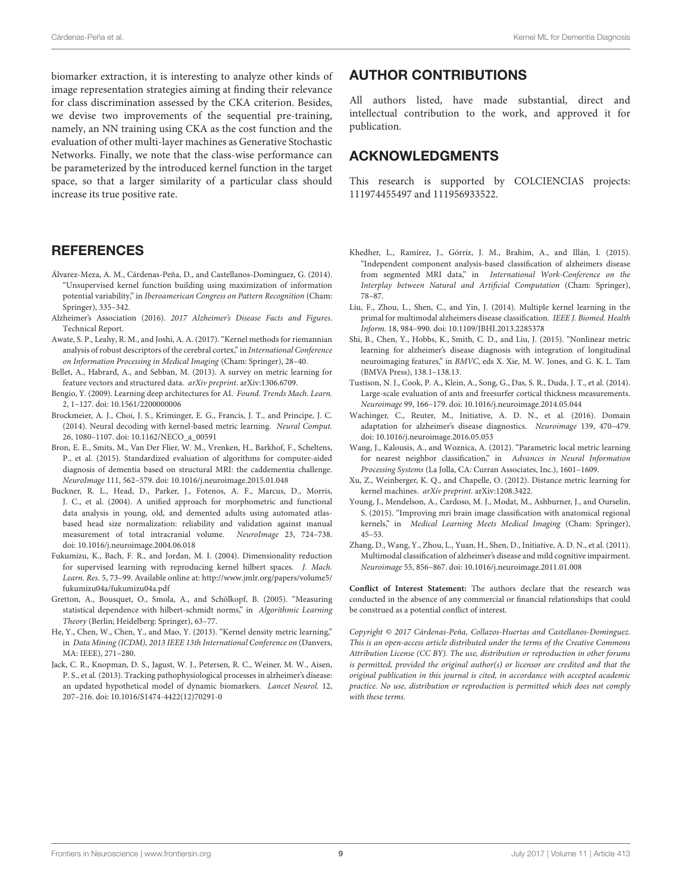biomarker extraction, it is interesting to analyze other kinds of image representation strategies aiming at finding their relevance for class discrimination assessed by the CKA criterion. Besides, we devise two improvements of the sequential pre-training, namely, an NN training using CKA as the cost function and the evaluation of other multi-layer machines as Generative Stochastic Networks. Finally, we note that the class-wise performance can be parameterized by the introduced kernel function in the target space, so that a larger similarity of a particular class should increase its true positive rate.

## AUTHOR CONTRIBUTIONS

All authors listed, have made substantial, direct and intellectual contribution to the work, and approved it for publication.

## ACKNOWLEDGMENTS

This research is supported by COLCIENCIAS projects: 111974455497 and 111956933522.

## REFERENCES

Álvarez-Meza, A. M., Cárdenas-Peña, D., and Castellanos-Dominguez, G. (2014). "Unsupervised kernel function building using maximization of information potential variability," in *Iberoamerican Congress on Pattern Recognition* (Cham: Springer), 335–342.

Alzheimer's Association (2016). *2017 Alzheimer's Disease Facts and Figures*. Technical Report.

Awate, S. P., Leahy, R. M., and Joshi, A. A. (2017). "Kernel methods for riemannian analysis of robust descriptors of the cerebral cortex," in *International Conference on Information Processing in Medical Imaging* (Cham: Springer), 28–40.

Bellet, A., Habrard, A., and Sebban, M. (2013). A survey on metric learning for feature vectors and structured data. *arXiv preprint*. arXiv:1306.6709.

Bengio, Y. (2009). Learning deep architectures for AI. *Found. Trends Mach. Learn.* 2, 1–127. doi: 10.1561/2200000006

Brockmeier, A. J., Choi, J. S., Kriminger, E. G., Francis, J. T., and Principe, J. C. (2014). Neural decoding with kernel-based metric learning. *Neural Comput.* 26, 1080–1107. doi: 10.1162/NECO_a_00591

Bron, E. E., Smits, M., Van Der Flier, W. M., Vrenken, H., Barkhof, F., Scheltens, P., et al. (2015). Standardized evaluation of algorithms for computer-aided diagnosis of dementia based on structural MRI: the caddementia challenge. *NeuroImage* 111, 562–579. doi: 10.1016/j.neuroimage.2015.01.048

Buckner, R. L., Head, D., Parker, J., Fotenos, A. F., Marcus, D., Morris, J. C., et al. (2004). A unified approach for morphometric and functional data analysis in young, old, and demented adults using automated atlas-based head size normalization: reliability and validation against manual measurement of total intracranial volume. *NeuroImage* 23, 724–738. doi: 10.1016/j.neuroimage.2004.06.018

Fukumizu, K., Bach, F. R., and Jordan, M. I. (2004). Dimensionality reduction for supervised learning with reproducing kernel hilbert spaces. *J. Mach. Learn. Res.* 5, 73–99. Available online at: http://www.jmlr.org/papers/volume5/fukumizu04a/fukumizu04a.pdf

Gretton, A., Bousquet, O., Smola, A., and Schölkopf, B. (2005). "Measuring statistical dependence with hilbert-schmidt norms," in *Algorithmic Learning Theory* (Berlin; Heidelberg: Springer), 63–77.

He, Y., Chen, W., Chen, Y., and Mao, Y. (2013). "Kernel density metric learning," in *Data Mining (ICDM), 2013 IEEE 13th International Conference on* (Danvers, MA: IEEE), 271–280.

Jack, C. R., Knopman, D. S., Jagust, W. J., Petersen, R. C., Weiner, M. W., Aisen, P. S., et al. (2013). Tracking pathophysiological processes in alzheimer's disease: an updated hypothetical model of dynamic biomarkers. *Lancet Neurol.* 12, 207–216. doi: 10.1016/S1474-4422(12)70291-0

Khedher, L., Ramírez, J., Górriz, J. M., Brahim, A., and Illán, I. (2015). "Independent component analysis-based classification of alzheimers disease from segmented MRI data," in *International Work-Conference on the Interplay between Natural and Artificial Computation* (Cham: Springer), 78–87.

Liu, F., Zhou, L., Shen, C., and Yin, J. (2014). Multiple kernel learning in the primal for multimodal alzheimers disease classification. *IEEE J. Biomed. Health Inform.* 18, 984–990. doi: 10.1109/JBHI.2013.2285378

Shi, B., Chen, Y., Hobbs, K., Smith, C. D., and Liu, J. (2015). "Nonlinear metric learning for alzheimer's disease diagnosis with integration of longitudinal neuroimaging features," in *BMVC*, eds X. Xie, M. W. Jones, and G. K. L. Tam (BMVA Press), 138.1–138.13.

Tustison, N. J., Cook, P. A., Klein, A., Song, G., Das, S. R., Duda, J. T., et al. (2014). Large-scale evaluation of ants and freesurfer cortical thickness measurements. *Neuroimage* 99, 166–179. doi: 10.1016/j.neuroimage.2014.05.044

Wachinger, C., Reuter, M., Initiative, A. D. N., et al. (2016). Domain adaptation for alzheimer's disease diagnostics. *Neuroimage* 139, 470–479. doi: 10.1016/j.neuroimage.2016.05.053

Wang, J., Kalousis, A., and Woznica, A. (2012). "Parametric local metric learning for nearest neighbor classification," in *Advances in Neural Information Processing Systems* (La Jolla, CA: Curran Associates, Inc.), 1601–1609.

Xu, Z., Weinberger, K. Q., and Chapelle, O. (2012). Distance metric learning for kernel machines. *arXiv preprint*. arXiv:1208.3422.

Young, J., Mendelson, A., Cardoso, M. J., Modat, M., Ashburner, J., and Ourselin, S. (2015). "Improving mri brain image classification with anatomical regional kernels," in *Medical Learning Meets Medical Imaging* (Cham: Springer), 45–53.

Zhang, D., Wang, Y., Zhou, L., Yuan, H., Shen, D., Initiative, A. D. N., et al. (2011). Multimodal classification of alzheimer's disease and mild cognitive impairment. *Neuroimage* 55, 856–867. doi: 10.1016/j.neuroimage.2011.01.008

**Conflict of Interest Statement:** The authors declare that the research was conducted in the absence of any commercial or financial relationships that could be construed as a potential conflict of interest.

*Copyright © 2017 Cárdenas-Peña, Collazos-Huertas and Castellanos-Dominguez. This is an open-access article distributed under the terms of the Creative Commons Attribution License (CC BY). The use, distribution or reproduction in other forums is permitted, provided the original author(s) or licensor are credited and that the original publication in this journal is cited, in accordance with accepted academic practice. No use, distribution or reproduction is permitted which does not comply with these terms.*